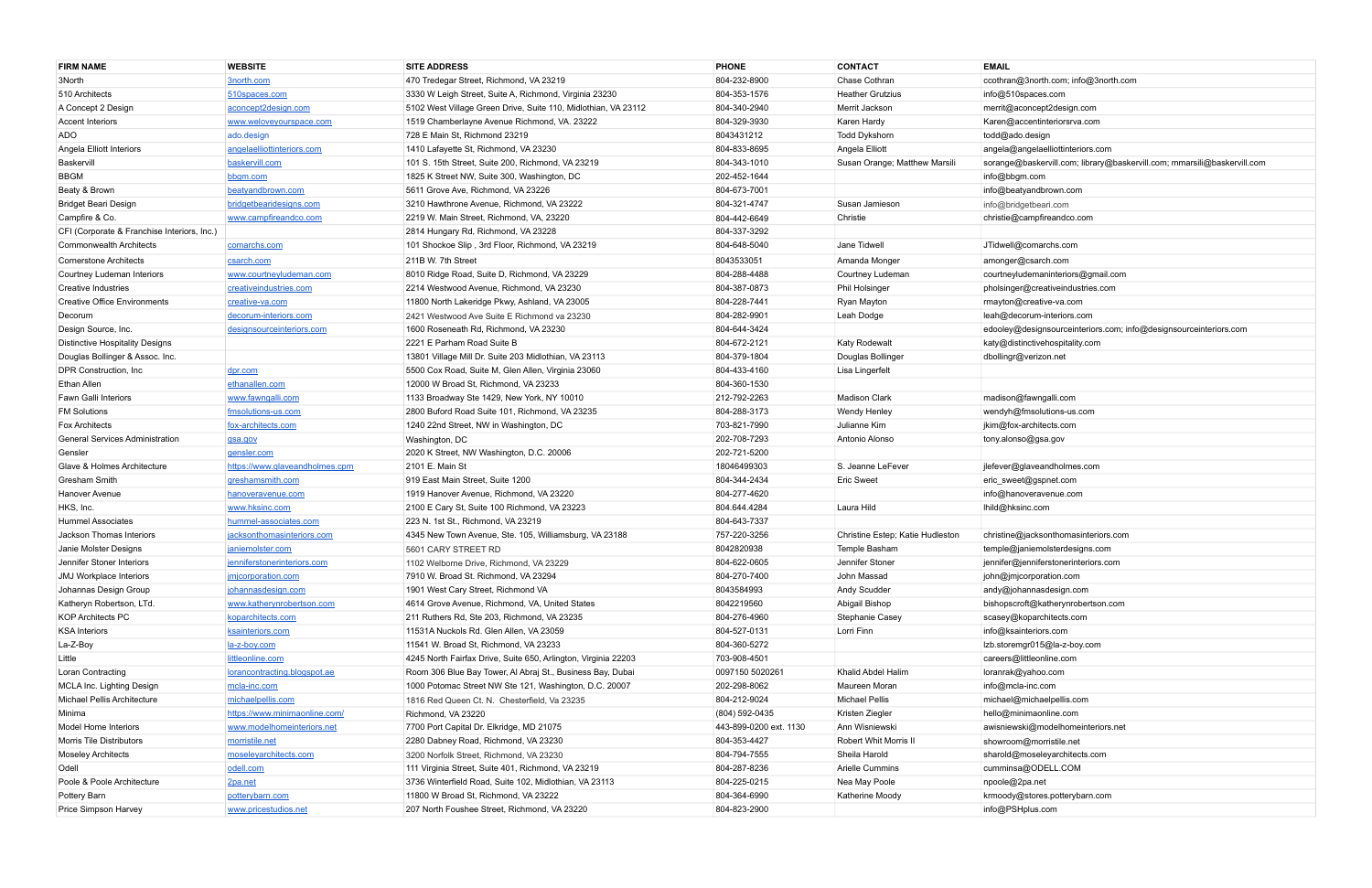| FIRM NAME | WEBSITE | SITE ADDRESS | PHONE | CONTACT | EMAIL |
|---|---|---|---|---|---|
| 3North | 3north.com | 470 Tredegar Street, Richmond, VA 23219 | 804-232-8900 | Chase Cothran | ccothran@3north.com; info@3north.com |
| 510 Architects | 510spaces.com | 3330 W Leigh Street, Suite A, Richmond, Virginia 23230 | 804-353-1576 | Heather Grutzius | info@510spaces.com |
| A Concept 2 Design | aconcept2design.com | 5102 West Village Green Drive, Suite 110, Midlothian, VA 23112 | 804-340-2940 | Merrit Jackson | merrit@aconcept2design.com |
| Accent Interiors | www.weloveyourspace.com | 1519 Chamberlayne Avenue Richmond, VA. 23222 | 804-329-3930 | Karen Hardy | Karen@accentinteriorsrva.com |
| ADO | ado.design | 728 E Main St, Richmond 23219 | 8043431212 | Todd Dykshorn | todd@ado.design |
| Angela Elliott Interiors | angelaelliottinteriors.com | 1410 Lafayette St, Richmond, VA 23230 | 804-833-8695 | Angela Elliott | angela@angelaelliottinteriors.com |
| Baskervill | baskervill.com | 101 S. 15th Street, Suite 200, Richmond, VA 23219 | 804-343-1010 | Susan Orange; Matthew Marsili | sorange@baskervill.com; library@baskervill.com; mmarsili@baskervill.com |
| BBGM | bbgm.com | 1825 K Street NW, Suite 300, Washington, DC | 202-452-1644 | | info@bbgm.com |
| Beaty & Brown | beatyandbrown.com | 5611 Grove Ave, Richmond, VA 23226 | 804-673-7001 | | info@beatyandbrown.com |
| Bridget Beari Design | bridgetbearidesigns.com | 3210 Hawthrone Avenue, Richmond, VA 23222 | 804-321-4747 | Susan Jamieson | info@bridgetbeari.com |
| Campfire & Co. | www.campfireandco.com | 2219 W. Main Street, Richmond, VA, 23220 | 804-442-6649 | Christie | christie@campfireandco.com |
| CFI (Corporate & Franchise Interiors, Inc.) | | 2814 Hungary Rd, Richmond, VA 23228 | 804-337-3292 | | |
| Commonwealth Architects | comarchs.com | 101 Shockoe Slip , 3rd Floor, Richmond, VA 23219 | 804-648-5040 | Jane Tidwell | JTidwell@comarchs.com |
| Cornerstone Architects | csarch.com | 211B W. 7th Street | 8043533051 | Amanda Monger | amonger@csarch.com |
| Courtney Ludeman Interiors | www.courtneyludeman.com | 8010 Ridge Road, Suite D, Richmond, VA 23229 | 804-288-4488 | Courtney Ludeman | courtneyludemaninteriors@gmail.com |
| Creative Industries | creativeindustries.com | 2214 Westwood Avenue, Richmond, VA 23230 | 804-387-0873 | Phil Holsinger | pholsinger@creativeindustries.com |
| Creative Office Environments | creative-va.com | 11800 North Lakeridge Pkwy, Ashland, VA 23005 | 804-228-7441 | Ryan Mayton | rmayton@creative-va.com |
| Decorum | decorum-interiors.com | 2421 Westwood Ave Suite E Richmond va 23230 | 804-282-9901 | Leah Dodge | leah@decorum-interiors.com |
| Design Source, Inc. | designsourceinteriors.com | 1600 Roseneath Rd, Richmond, VA 23230 | 804-644-3424 | | edooley@designsourceinteriors.com; info@designsourceinteriors.com |
| Distinctive Hospitality Designs | | 2221 E Parham Road Suite B | 804-672-2121 | Katy Rodewalt | katy@distinctivehospitality.com |
| Douglas Bollinger & Assoc. Inc. | | 13801 Village Mill Dr. Suite 203 Midlothian, VA 23113 | 804-379-1804 | Douglas Bollinger | dbollingr@verizon.net |
| DPR Construction, Inc | dpr.com | 5500 Cox Road, Suite M, Glen Allen, Virginia 23060 | 804-433-4160 | Lisa Lingerfelt | |
| Ethan Allen | ethanallen.com | 12000 W Broad St, Richmond, VA 23233 | 804-360-1530 | | |
| Fawn Galli Interiors | www.fawngalli.com | 1133 Broadway Ste 1429, New York, NY 10010 | 212-792-2263 | Madison Clark | madison@fawngalli.com |
| FM Solutions | fmsolutions-us.com | 2800 Buford Road Suite 101, Richmond, VA 23235 | 804-288-3173 | Wendy Henley | wendyh@fmsolutions-us.com |
| Fox Architects | fox-architects.com | 1240 22nd Street, NW in Washington, DC | 703-821-7990 | Julianne Kim | jkim@fox-architects.com |
| General Services Administration | gsa.gov | Washington, DC | 202-708-7293 | Antonio Alonso | tony.alonso@gsa.gov |
| Gensler | gensler.com | 2020 K Street, NW Washington, D.C. 20006 | 202-721-5200 | | |
| Glave & Holmes Architecture | https://www.glaveandholmes.com | 2101 E. Main St | 18046499303 | S. Jeanne LeFever | jlefever@glaveandholmes.com |
| Gresham Smith | greshamsmith.com | 919 East Main Street, Suite 1200 | 804-344-2434 | Eric Sweet | eric_sweet@gspnet.com |
| Hanover Avenue | hanoveravenue.com | 1919 Hanover Avenue, Richmond, VA 23220 | 804-277-4620 | | info@hanoveravenue.com |
| HKS, Inc. | www.hksinc.com | 2100 E Cary St, Suite 100 Richmond, VA 23223 | 804.644.4284 | Laura Hild | lhild@hksinc.com |
| Hummel Associates | hummel-associates.com | 223 N. 1st St., Richmond, VA 23219 | 804-643-7337 | | |
| Jackson Thomas Interiors | jacksonthomasinteriors.com | 4345 New Town Avenue, Ste. 105, Williamsburg, VA 23188 | 757-220-3256 | Christine Estep; Katie Hudleston | christine@jacksonthomasinteriors.com |
| Janie Molster Designs | janiemolster.com | 5601 CARY STREET RD | 8042820938 | Temple Basham | temple@janiemolsterdesigns.com |
| Jennifer Stoner Interiors | jenniferstonerinteriors.com | 1102 Welborne Drive, Richmond, VA 23229 | 804-622-0605 | Jennifer Stoner | jennifer@jenniferstonerinteriors.com |
| JMJ Workplace Interiors | jmjcorporation.com | 7910 W. Broad St. Richmond, VA 23294 | 804-270-7400 | John Massad | john@jmjcorporation.com |
| Johannas Design Group | johannasdesign.com | 1901 West Cary Street, Richmond VA | 8043584993 | Andy Scudder | andy@johannasdesign.com |
| Katheryn Robertson, LTd. | www.katherynrobertson.com | 4614 Grove Avenue, Richmond, VA, United States | 8042219560 | Abigail Bishop | bishopscroft@katherynrobertson.com |
| KOP Architects PC | koparchitects.com | 211 Ruthers Rd, Ste 203, Richmond, VA 23235 | 804-276-4960 | Stephanie Casey | scasey@koparchitects.com |
| KSA Interiors | ksainteriors.com | 11531A Nuckols Rd. Glen Allen, VA 23059 | 804-527-0131 | Lorri Finn | info@ksainteriors.com |
| La-Z-Boy | la-z-boy.com | 11541 W. Broad St, Richmond, VA 23233 | 804-360-5272 | | lzb.storemgr015@la-z-boy.com |
| Little | littleonline.com | 4245 North Fairfax Drive, Suite 650, Arlington, Virginia 22203 | 703-908-4501 | | careers@littleonline.com |
| Loran Contracting | lorancontracting.blogspot.ae | Room 306 Blue Bay Tower, Al Abraj St., Business Bay, Dubai | 0097150 5020261 | Khalid Abdel Halim | loranrak@yahoo.com |
| MCLA Inc. Lighting Design | mcla-inc.com | 1000 Potomac Street NW Ste 121, Washington, D.C. 20007 | 202-298-8062 | Maureen Moran | info@mcla-inc.com |
| Michael Pellis Architecture | michaelpellis.com | 1816 Red Queen Ct. N. Chesterfield, Va 23235 | 804-212-9024 | Michael Pellis | michael@michaelpellis.com |
| Minima | https://www.minimaonline.com/ | Richmond, VA 23220 | (804) 592-0435 | Kristen Ziegler | hello@minimaonline.com |
| Model Home Interiors | www.modelhomeinteriors.net | 7700 Port Capital Dr. Elkridge, MD 21075 | 443-899-0200 ext. 1130 | Ann Wisniewski | awisniewski@modelhomeinteriors.net |
| Morris Tile Distributors | morristile.net | 2280 Dabney Road, Richmond, VA 23230 | 804-353-4427 | Robert Whit Morris II | showroom@morristile.net |
| Moseley Architects | moseleyarchitects.com | 3200 Norfolk Street, Richmond, VA 23230 | 804-794-7555 | Sheila Harold | sharold@moseleyarchitects.com |
| Odell | odell.com | 111 Virginia Street, Suite 401, Richmond, VA 23219 | 804-287-8236 | Arielle Cummins | cumminsa@ODELL.COM |
| Poole & Poole Architecture | 2pa.net | 3736 Winterfield Road, Suite 102, Midlothian, VA 23113 | 804-225-0215 | Nea May Poole | npoole@2pa.net |
| Pottery Barn | potterybarn.com | 11800 W Broad St, Richmond, VA 23222 | 804-364-6990 | Katherine Moody | krmoody@stores.potterybarn.com |
| Price Simpson Harvey | www.pricestudios.net | 207 North Foushee Street, Richmond, VA 23220 | 804-823-2900 | | info@PSHplus.com |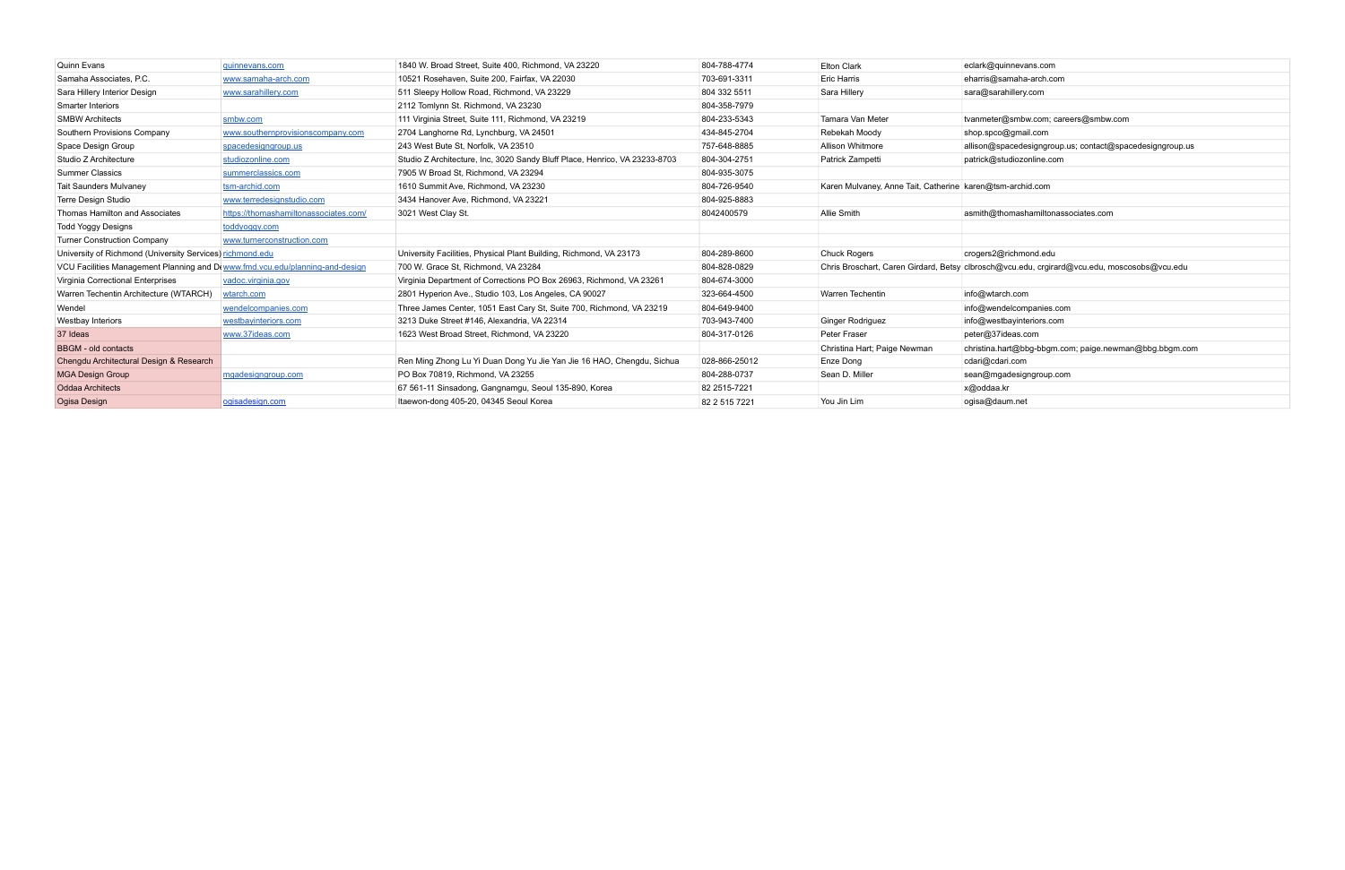| | | | | | |
|---|---|---|---|---|---|
| Quinn Evans | quinnevans.com | 1840 W. Broad Street, Suite 400, Richmond, VA 23220 | 804-788-4774 | Elton Clark | eclark@quinnevans.com |
| Samaha Associates, P.C. | www.samaha-arch.com | 10521 Rosehaven, Suite 200, Fairfax, VA 22030 | 703-691-3311 | Eric Harris | eharris@samaha-arch.com |
| Sara Hillery Interior Design | www.sarahillery.com | 511 Sleepy Hollow Road, Richmond, VA 23229 | 804 332 5511 | Sara Hillery | sara@sarahillery.com |
| Smarter Interiors | | 2112 Tomlynn St. Richmond, VA 23230 | 804-358-7979 | | |
| SMBW Architects | smbw.com | 111 Virginia Street, Suite 111, Richmond, VA 23219 | 804-233-5343 | Tamara Van Meter | tvanmeter@smbw.com; careers@smbw.com |
| Southern Provisions Company | www.southernprovisionscompany.com | 2704 Langhorne Rd, Lynchburg, VA 24501 | 434-845-2704 | Rebekah Moody | shop.spco@gmail.com |
| Space Design Group | spacedesigngroup.us | 243 West Bute St, Norfolk, VA 23510 | 757-648-8885 | Allison Whitmore | allison@spacedesigngroup.us; contact@spacedesigngroup.us |
| Studio Z Architecture | studiozonline.com | Studio Z Architecture, Inc, 3020 Sandy Bluff Place, Henrico, VA 23233-8703 | 804-304-2751 | Patrick Zampetti | patrick@studiozonline.com |
| Summer Classics | summerclassics.com | 7905 W Broad St, Richmond, VA 23294 | 804-935-3075 | | |
| Tait Saunders Mulvaney | tsm-archid.com | 1610 Summit Ave, Richmond, VA 23230 | 804-726-9540 | Karen Mulvaney, Anne Tait, Catherine | karen@tsm-archid.com |
| Terre Design Studio | www.terredesignstudio.com | 3434 Hanover Ave, Richmond, VA 23221 | 804-925-8883 | | |
| Thomas Hamilton and Associates | https://thomashamiltonassociates.com/ | 3021 West Clay St. | 8042400579 | Allie Smith | asmith@thomashamiltonassociates.com |
| Todd Yoggy Designs | toddyoggy.com | | | | |
| Turner Construction Company | www.turnerconstruction.com | | | | |
| University of Richmond (University Services) | richmond.edu | University Facilities, Physical Plant Building, Richmond, VA 23173 | 804-289-8600 | Chuck Rogers | crogers2@richmond.edu |
| VCU Facilities Management Planning and De | www.fmd.vcu.edu/planning-and-design | 700 W. Grace St, Richmond, VA 23284 | 804-828-0829 | Chris Broschart, Caren Girdard, Betsy | clbrosch@vcu.edu, crgirard@vcu.edu, moscosobs@vcu.edu |
| Virginia Correctional Enterprises | vadoc.virginia.gov | Virginia Department of Corrections PO Box 26963, Richmond, VA 23261 | 804-674-3000 | | |
| Warren Techentin Architecture (WTARCH) | wtarch.com | 2801 Hyperion Ave., Studio 103, Los Angeles, CA 90027 | 323-664-4500 | Warren Techentin | info@wtarch.com |
| Wendel | wendelcompanies.com | Three James Center, 1051 East Cary St, Suite 700, Richmond, VA 23219 | 804-649-9400 | | info@wendelcompanies.com |
| Westbay Interiors | westbayinteriors.com | 3213 Duke Street #146, Alexandria, VA 22314 | 703-943-7400 | Ginger Rodriguez | info@westbayinteriors.com |
| 37 Ideas | www.37ideas.com | 1623 West Broad Street, Richmond, VA 23220 | 804-317-0126 | Peter Fraser | peter@37ideas.com |
| BBGM - old contacts | | | | Christina Hart; Paige Newman | christina.hart@bbg-bbgm.com; paige.newman@bbg.bbgm.com |
| Chengdu Architectural Design & Research | | Ren Ming Zhong Lu Yi Duan Dong Yu Jie Yan Jie 16 HAO, Chengdu, Sichua | 028-866-25012 | Enze Dong | cdari@cdari.com |
| MGA Design Group | mgadesigngroup.com | PO Box 70819, Richmond, VA 23255 | 804-288-0737 | Sean D. Miller | sean@mgadesigngroup.com |
| Oddaa Architects | | 67 561-11 Sinsadong, Gangnamgu, Seoul 135-890, Korea | 82 2515-7221 | | x@oddaa.kr |
| Ogisa Design | ogisadesign.com | Itaewon-dong 405-20, 04345 Seoul Korea | 82 2 515 7221 | You Jin Lim | ogisa@daum.net |